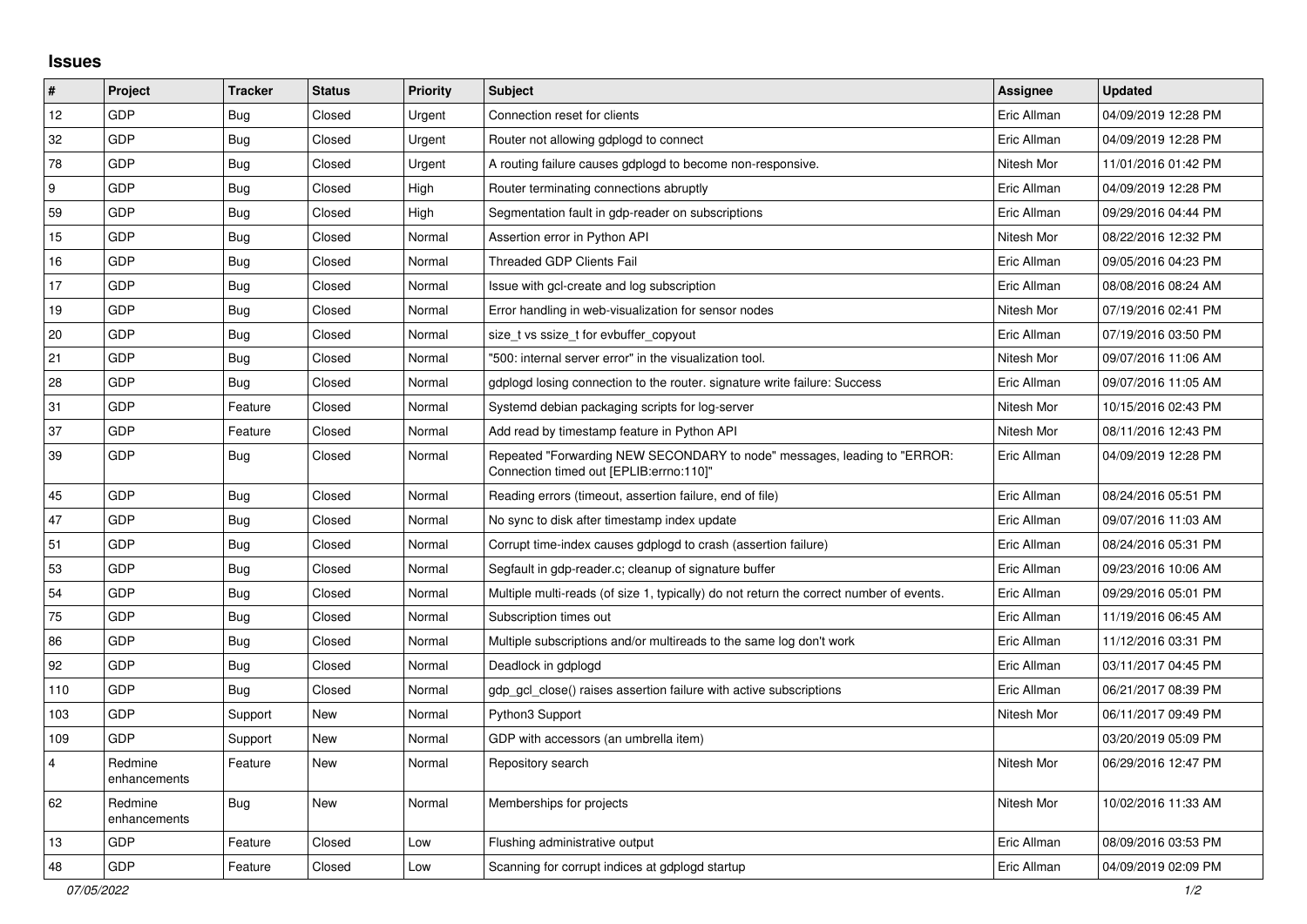## Issues

| # | Project | Tracker | Status | Priority | Subject | Assignee | Updated |
|---|---|---|---|---|---|---|---|
| 12 | GDP | Bug | Closed | Urgent | Connection reset for clients | Eric Allman | 04/09/2019 12:28 PM |
| 32 | GDP | Bug | Closed | Urgent | Router not allowing gdplogd to connect | Eric Allman | 04/09/2019 12:28 PM |
| 78 | GDP | Bug | Closed | Urgent | A routing failure causes gdplogd to become non-responsive. | Nitesh Mor | 11/01/2016 01:42 PM |
| 9 | GDP | Bug | Closed | High | Router terminating connections abruptly | Eric Allman | 04/09/2019 12:28 PM |
| 59 | GDP | Bug | Closed | High | Segmentation fault in gdp-reader on subscriptions | Eric Allman | 09/29/2016 04:44 PM |
| 15 | GDP | Bug | Closed | Normal | Assertion error in Python API | Nitesh Mor | 08/22/2016 12:32 PM |
| 16 | GDP | Bug | Closed | Normal | Threaded GDP Clients Fail | Eric Allman | 09/05/2016 04:23 PM |
| 17 | GDP | Bug | Closed | Normal | Issue with gcl-create and log subscription | Eric Allman | 08/08/2016 08:24 AM |
| 19 | GDP | Bug | Closed | Normal | Error handling in web-visualization for sensor nodes | Nitesh Mor | 07/19/2016 02:41 PM |
| 20 | GDP | Bug | Closed | Normal | size_t vs ssize_t for evbuffer_copyout | Eric Allman | 07/19/2016 03:50 PM |
| 21 | GDP | Bug | Closed | Normal | "500: internal server error" in the visualization tool. | Nitesh Mor | 09/07/2016 11:06 AM |
| 28 | GDP | Bug | Closed | Normal | gdplogd losing connection to the router. signature write failure: Success | Eric Allman | 09/07/2016 11:05 AM |
| 31 | GDP | Feature | Closed | Normal | Systemd debian packaging scripts for log-server | Nitesh Mor | 10/15/2016 02:43 PM |
| 37 | GDP | Feature | Closed | Normal | Add read by timestamp feature in Python API | Nitesh Mor | 08/11/2016 12:43 PM |
| 39 | GDP | Bug | Closed | Normal | Repeated "Forwarding NEW SECONDARY to node" messages, leading to "ERROR: Connection timed out [EPLIB:errno:110]" | Eric Allman | 04/09/2019 12:28 PM |
| 45 | GDP | Bug | Closed | Normal | Reading errors (timeout, assertion failure, end of file) | Eric Allman | 08/24/2016 05:51 PM |
| 47 | GDP | Bug | Closed | Normal | No sync to disk after timestamp index update | Eric Allman | 09/07/2016 11:03 AM |
| 51 | GDP | Bug | Closed | Normal | Corrupt time-index causes gdplogd to crash (assertion failure) | Eric Allman | 08/24/2016 05:31 PM |
| 53 | GDP | Bug | Closed | Normal | Segfault in gdp-reader.c; cleanup of signature buffer | Eric Allman | 09/23/2016 10:06 AM |
| 54 | GDP | Bug | Closed | Normal | Multiple multi-reads (of size 1, typically) do not return the correct number of events. | Eric Allman | 09/29/2016 05:01 PM |
| 75 | GDP | Bug | Closed | Normal | Subscription times out | Eric Allman | 11/19/2016 06:45 AM |
| 86 | GDP | Bug | Closed | Normal | Multiple subscriptions and/or multireads to the same log don't work | Eric Allman | 11/12/2016 03:31 PM |
| 92 | GDP | Bug | Closed | Normal | Deadlock in gdplogd | Eric Allman | 03/11/2017 04:45 PM |
| 110 | GDP | Bug | Closed | Normal | gdp_gcl_close() raises assertion failure with active subscriptions | Eric Allman | 06/21/2017 08:39 PM |
| 103 | GDP | Support | New | Normal | Python3 Support | Nitesh Mor | 06/11/2017 09:49 PM |
| 109 | GDP | Support | New | Normal | GDP with accessors (an umbrella item) | | 03/20/2019 05:09 PM |
| 4 | Redmine enhancements | Feature | New | Normal | Repository search | Nitesh Mor | 06/29/2016 12:47 PM |
| 62 | Redmine enhancements | Bug | New | Normal | Memberships for projects | Nitesh Mor | 10/02/2016 11:33 AM |
| 13 | GDP | Feature | Closed | Low | Flushing administrative output | Eric Allman | 08/09/2016 03:53 PM |
| 48 | GDP | Feature | Closed | Low | Scanning for corrupt indices at gdplogd startup | Eric Allman | 04/09/2019 02:09 PM |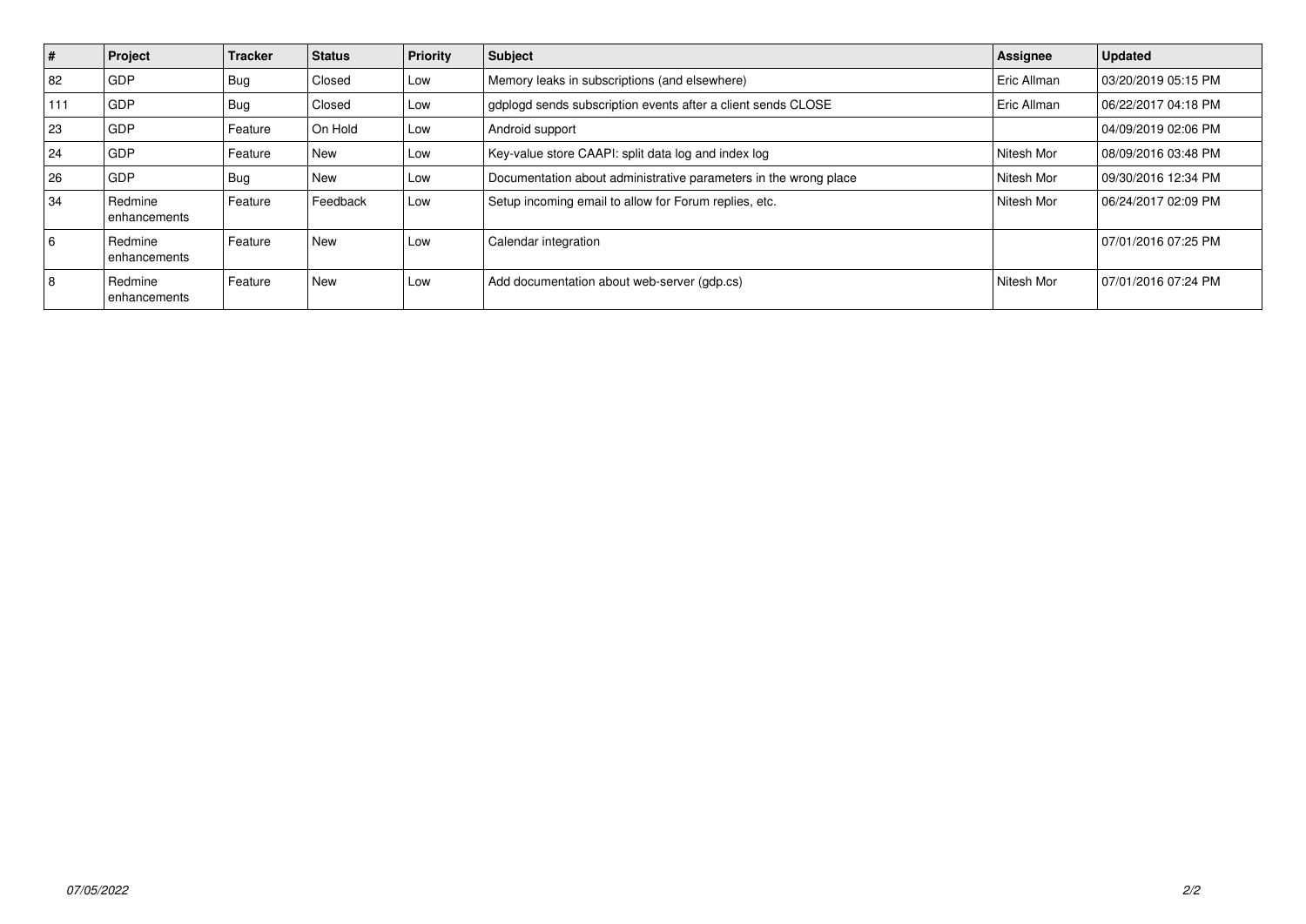| # | Project | Tracker | Status | Priority | Subject | Assignee | Updated |
|---|---|---|---|---|---|---|---|
| 82 | GDP | Bug | Closed | Low | Memory leaks in subscriptions (and elsewhere) | Eric Allman | 03/20/2019 05:15 PM |
| 111 | GDP | Bug | Closed | Low | gdplogd sends subscription events after a client sends CLOSE | Eric Allman | 06/22/2017 04:18 PM |
| 23 | GDP | Feature | On Hold | Low | Android support | | 04/09/2019 02:06 PM |
| 24 | GDP | Feature | New | Low | Key-value store CAAPI: split data log and index log | Nitesh Mor | 08/09/2016 03:48 PM |
| 26 | GDP | Bug | New | Low | Documentation about administrative parameters in the wrong place | Nitesh Mor | 09/30/2016 12:34 PM |
| 34 | Redmine enhancements | Feature | Feedback | Low | Setup incoming email to allow for Forum replies, etc. | Nitesh Mor | 06/24/2017 02:09 PM |
| 6 | Redmine enhancements | Feature | New | Low | Calendar integration | | 07/01/2016 07:25 PM |
| 8 | Redmine enhancements | Feature | New | Low | Add documentation about web-server (gdp.cs) | Nitesh Mor | 07/01/2016 07:24 PM |